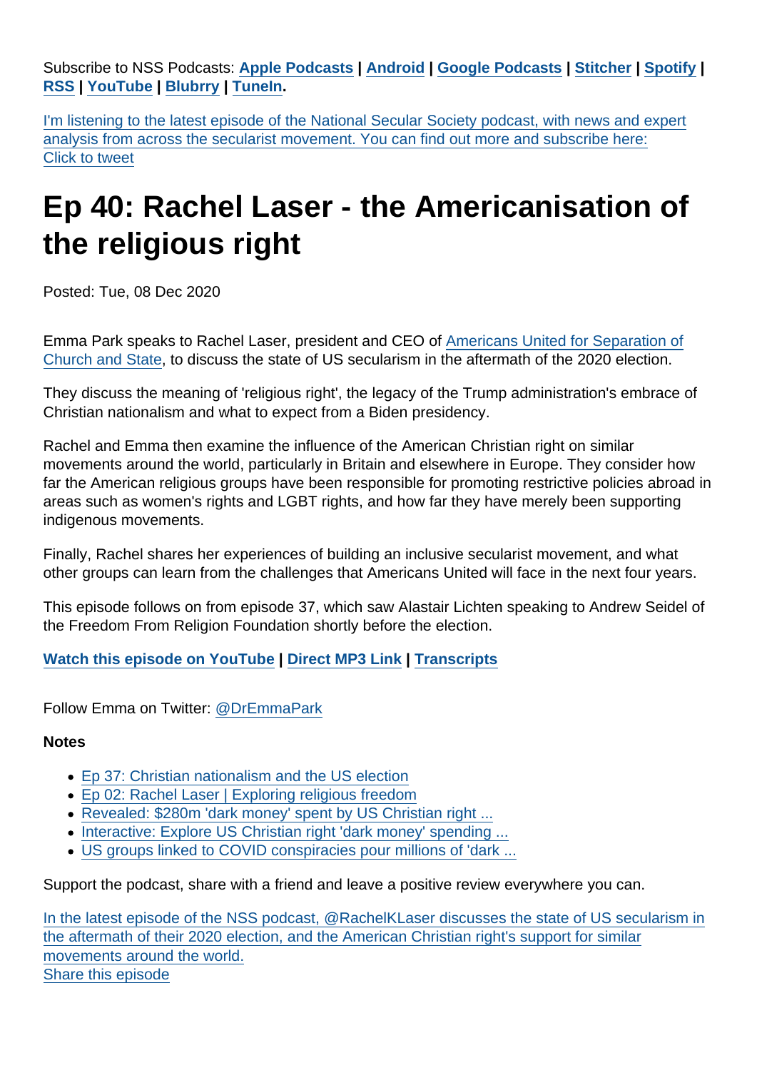Subscribe to NSS Podcasts: **Apple Podcasts** | **Android** | **Google Podcasts** | **Stitcher** | **Spotify** | **RSS** | **YouTube** | **Blubrry** | **TuneIn**.

I'm listening to the latest episode of the National Secular Society podcast, with news and expert analysis from across the secularist movement. You can find out more and subscribe here: Click to tweet

# Ep 40: Rachel Laser - the Americanisation of the religious right

Posted: Tue, 08 Dec 2020

Emma Park speaks to Rachel Laser, president and CEO of Americans United for Separation of Church and State, to discuss the state of US secularism in the aftermath of the 2020 election.

They discuss the meaning of 'religious right', the legacy of the Trump administration's embrace of Christian nationalism and what to expect from a Biden presidency.

Rachel and Emma then examine the influence of the American Christian right on similar movements around the world, particularly in Britain and elsewhere in Europe. They consider how far the American religious groups have been responsible for promoting restrictive policies abroad in areas such as women's rights and LGBT rights, and how far they have merely been supporting indigenous movements.

Finally, Rachel shares her experiences of building an inclusive secularist movement, and what other groups can learn from the challenges that Americans United will face in the next four years.

This episode follows on from episode 37, which saw Alastair Lichten speaking to Andrew Seidel of the Freedom From Religion Foundation shortly before the election.

**Watch this episode on YouTube** | **Direct MP3 Link** | **Transcripts**

Follow Emma on Twitter: @DrEmmaPark

**Notes**

- Ep 37: Christian nationalism and the US election
- Ep 02: Rachel Laser | Exploring religious freedom
- Revealed: $280m 'dark money' spent by US Christian right ...
- Interactive: Explore US Christian right 'dark money' spending ...
- US groups linked to COVID conspiracies pour millions of 'dark ...

Support the podcast, share with a friend and leave a positive review everywhere you can.

In the latest episode of the NSS podcast, @RachelKLaser discusses the state of US secularism in the aftermath of their 2020 election, and the American Christian right's support for similar movements around the world.
Share this episode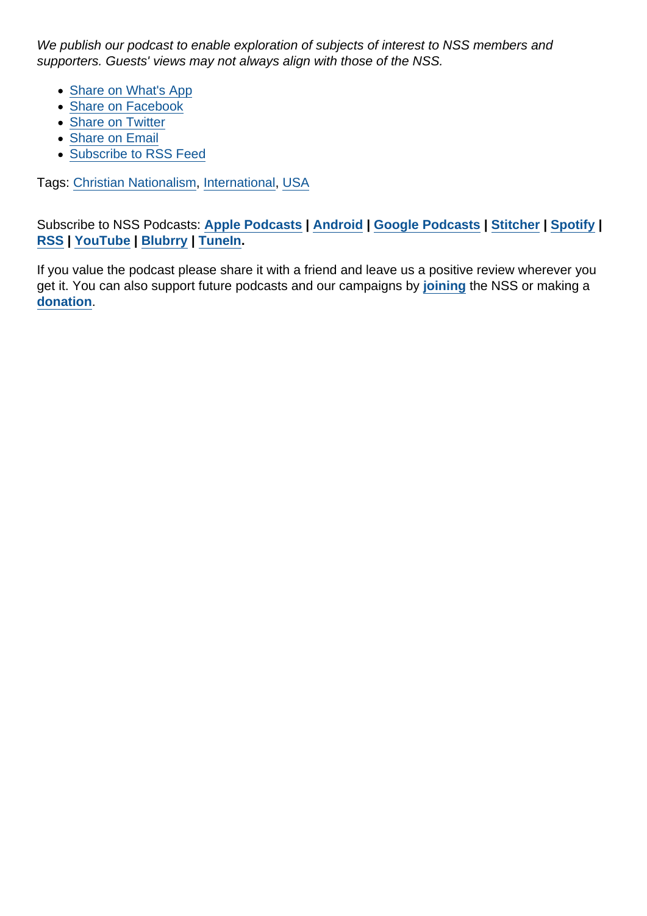*We publish our podcast to enable exploration of subjects of interest to NSS members and supporters. Guests' views may not always align with those of the NSS.*

- Share on What's App
- Share on Facebook
- Share on Twitter
- Share on Email
- Subscribe to RSS Feed

Tags: Christian Nationalism, International, USA

Subscribe to NSS Podcasts: **Apple Podcasts** | **Android** | **Google Podcasts** | **Stitcher** | **Spotify** | **RSS** | **YouTube** | **Blubrry** | **TuneIn**.

If you value the podcast please share it with a friend and leave us a positive review wherever you get it. You can also support future podcasts and our campaigns by **joining** the NSS or making a **donation**.